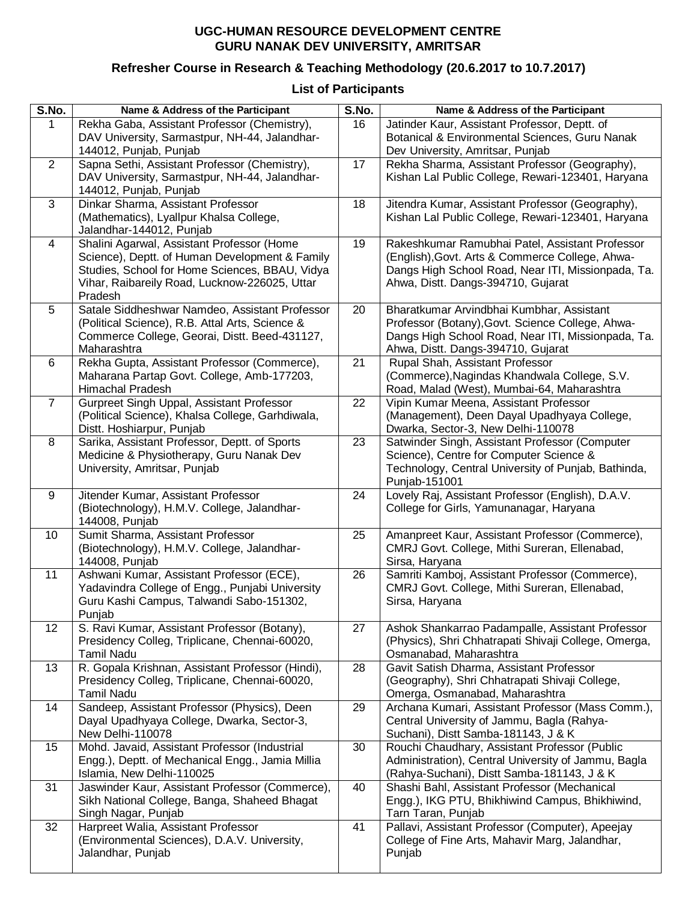**UGC-HUMAN RESOURCE DEVELOPMENT CENTRE**
**GURU NANAK DEV UNIVERSITY, AMRITSAR**

## Refresher Course in Research & Teaching Methodology (20.6.2017 to 10.7.2017)

### List of Participants

| S.No. | Name & Address of the Participant | S.No. | Name & Address of the Participant |
|---|---|---|---|
| 1 | Rekha Gaba, Assistant Professor (Chemistry), DAV University, Sarmastpur, NH-44, Jalandhar-144012, Punjab, Punjab | 16 | Jatinder Kaur, Assistant Professor, Deptt. of Botanical & Environmental Sciences, Guru Nanak Dev University, Amritsar, Punjab |
| 2 | Sapna Sethi, Assistant Professor (Chemistry), DAV University, Sarmastpur, NH-44, Jalandhar-144012, Punjab, Punjab | 17 | Rekha Sharma, Assistant Professor (Geography), Kishan Lal Public College, Rewari-123401, Haryana |
| 3 | Dinkar Sharma, Assistant Professor (Mathematics), Lyallpur Khalsa College, Jalandhar-144012, Punjab | 18 | Jitendra Kumar, Assistant Professor (Geography), Kishan Lal Public College, Rewari-123401, Haryana |
| 4 | Shalini Agarwal, Assistant Professor (Home Science), Deptt. of Human Development & Family Studies, School for Home Sciences, BBAU, Vidya Vihar, Raibareily Road, Lucknow-226025, Uttar Pradesh | 19 | Rakeshkumar Ramubhai Patel, Assistant Professor (English),Govt. Arts & Commerce College, Ahwa-Dangs High School Road, Near ITI, Missionpada, Ta. Ahwa, Distt. Dangs-394710, Gujarat |
| 5 | Satale Siddheshwar Namdeo, Assistant Professor (Political Science), R.B. Attal Arts, Science & Commerce College, Georai, Distt. Beed-431127, Maharashtra | 20 | Bharatkumar Arvindbhai Kumbhar, Assistant Professor (Botany),Govt. Science College, Ahwa-Dangs High School Road, Near ITI, Missionpada, Ta. Ahwa, Distt. Dangs-394710, Gujarat |
| 6 | Rekha Gupta, Assistant Professor (Commerce), Maharana Partap Govt. College, Amb-177203, Himachal Pradesh | 21 | Rupal Shah, Assistant Professor (Commerce),Nagindas Khandwala College, S.V. Road, Malad (West), Mumbai-64, Maharashtra |
| 7 | Gurpreet Singh Uppal, Assistant Professor (Political Science), Khalsa College, Garhdiwala, Distt. Hoshiarpur, Punjab | 22 | Vipin Kumar Meena, Assistant Professor (Management), Deen Dayal Upadhyaya College, Dwarka, Sector-3, New Delhi-110078 |
| 8 | Sarika, Assistant Professor, Deptt. of Sports Medicine & Physiotherapy, Guru Nanak Dev University, Amritsar, Punjab | 23 | Satwinder Singh, Assistant Professor (Computer Science), Centre for Computer Science & Technology, Central University of Punjab, Bathinda, Punjab-151001 |
| 9 | Jitender Kumar, Assistant Professor (Biotechnology), H.M.V. College, Jalandhar-144008, Punjab | 24 | Lovely Raj, Assistant Professor (English), D.A.V. College for Girls, Yamunanagar, Haryana |
| 10 | Sumit Sharma, Assistant Professor (Biotechnology), H.M.V. College, Jalandhar-144008, Punjab | 25 | Amanpreet Kaur, Assistant Professor (Commerce), CMRJ Govt. College, Mithi Sureran, Ellenabad, Sirsa, Haryana |
| 11 | Ashwani Kumar, Assistant Professor (ECE), Yadavindra College of Engg., Punjabi University Guru Kashi Campus, Talwandi Sabo-151302, Punjab | 26 | Samriti Kamboj, Assistant Professor (Commerce), CMRJ Govt. College, Mithi Sureran, Ellenabad, Sirsa, Haryana |
| 12 | S. Ravi Kumar, Assistant Professor (Botany), Presidency Colleg, Triplicane, Chennai-60020, Tamil Nadu | 27 | Ashok Shankarrao Padampalle, Assistant Professor (Physics), Shri Chhatrapati Shivaji College, Omerga, Osmanabad, Maharashtra |
| 13 | R. Gopala Krishnan, Assistant Professor (Hindi), Presidency Colleg, Triplicane, Chennai-60020, Tamil Nadu | 28 | Gavit Satish Dharma, Assistant Professor (Geography), Shri Chhatrapati Shivaji College, Omerga, Osmanabad, Maharashtra |
| 14 | Sandeep, Assistant Professor (Physics), Deen Dayal Upadhyaya College, Dwarka, Sector-3, New Delhi-110078 | 29 | Archana Kumari, Assistant Professor (Mass Comm.), Central University of Jammu, Bagla (Rahya-Suchani), Distt Samba-181143, J & K |
| 15 | Mohd. Javaid, Assistant Professor (Industrial Engg.), Deptt. of Mechanical Engg., Jamia Millia Islamia, New Delhi-110025 | 30 | Rouchi Chaudhary, Assistant Professor (Public Administration), Central University of Jammu, Bagla (Rahya-Suchani), Distt Samba-181143, J & K |
| 31 | Jaswinder Kaur, Assistant Professor (Commerce), Sikh National College, Banga, Shaheed Bhagat Singh Nagar, Punjab | 40 | Shashi Bahl, Assistant Professor (Mechanical Engg.), IKG PTU, Bhikhiwind Campus, Bhikhiwind, Tarn Taran, Punjab |
| 32 | Harpreet Walia, Assistant Professor (Environmental Sciences), D.A.V. University, Jalandhar, Punjab | 41 | Pallavi, Assistant Professor (Computer), Apeejay College of Fine Arts, Mahavir Marg, Jalandhar, Punjab |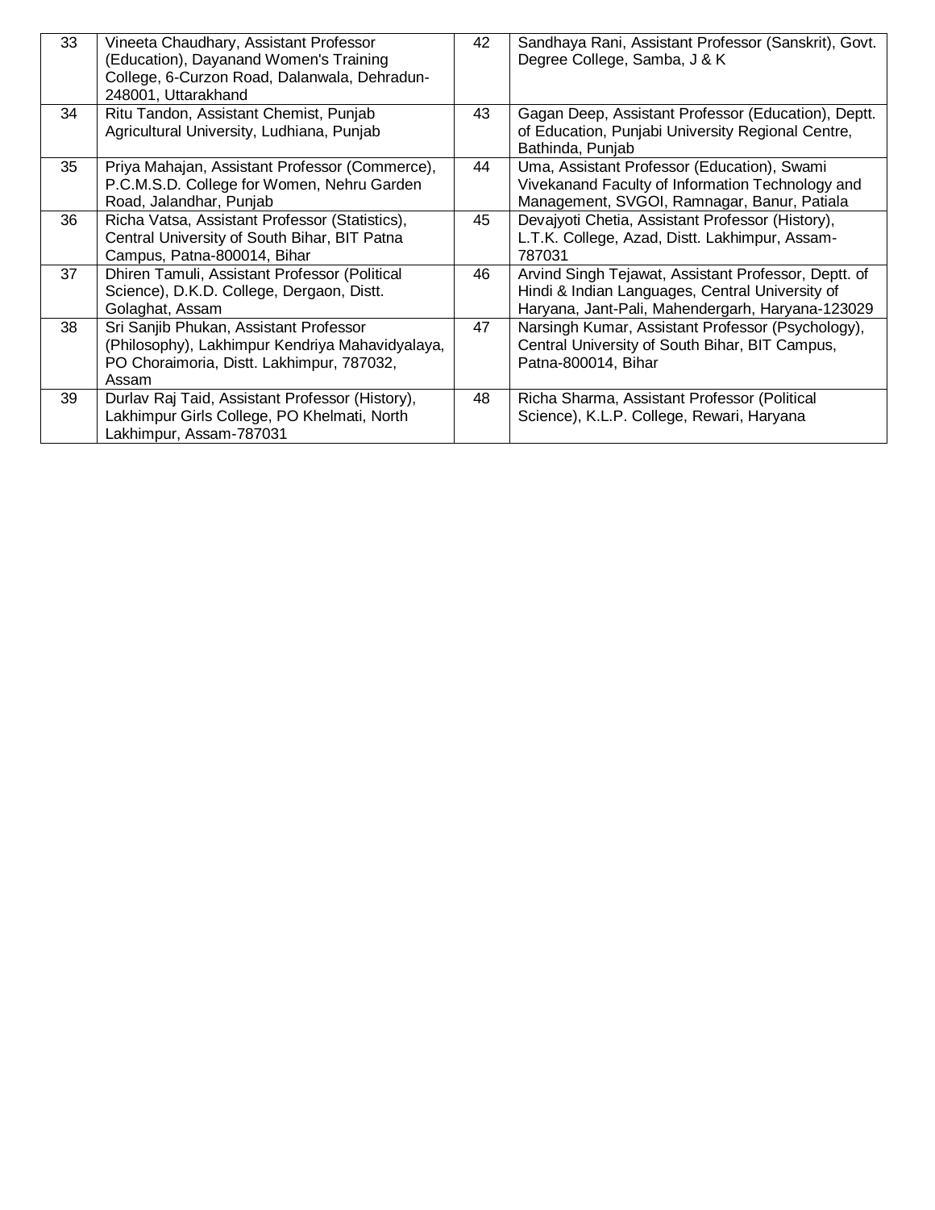| | | | |
|---|---|---|---|
| 33 | Vineeta Chaudhary, Assistant Professor (Education), Dayanand Women's Training College, 6-Curzon Road, Dalanwala, Dehradun-248001, Uttarakhand | 42 | Sandhaya Rani, Assistant Professor (Sanskrit), Govt. Degree College, Samba, J & K |
| 34 | Ritu Tandon, Assistant Chemist, Punjab Agricultural University, Ludhiana, Punjab | 43 | Gagan Deep, Assistant Professor (Education), Deptt. of Education, Punjabi University Regional Centre, Bathinda, Punjab |
| 35 | Priya Mahajan, Assistant Professor (Commerce), P.C.M.S.D. College for Women, Nehru Garden Road, Jalandhar, Punjab | 44 | Uma, Assistant Professor (Education), Swami Vivekanand Faculty of Information Technology and Management, SVGOI, Ramnagar, Banur, Patiala |
| 36 | Richa Vatsa, Assistant Professor (Statistics), Central University of South Bihar, BIT Patna Campus, Patna-800014, Bihar | 45 | Devajyoti Chetia, Assistant Professor (History), L.T.K. College, Azad, Distt. Lakhimpur, Assam-787031 |
| 37 | Dhiren Tamuli, Assistant Professor (Political Science), D.K.D. College, Dergaon, Distt. Golaghat, Assam | 46 | Arvind Singh Tejawat, Assistant Professor, Deptt. of Hindi & Indian Languages, Central University of Haryana, Jant-Pali, Mahendergarh, Haryana-123029 |
| 38 | Sri Sanjib Phukan, Assistant Professor (Philosophy), Lakhimpur Kendriya Mahavidyalaya, PO Choraimoria, Distt. Lakhimpur, 787032, Assam | 47 | Narsingh Kumar, Assistant Professor (Psychology), Central University of South Bihar, BIT Campus, Patna-800014, Bihar |
| 39 | Durlav Raj Taid, Assistant Professor (History), Lakhimpur Girls College, PO Khelmati, North Lakhimpur, Assam-787031 | 48 | Richa Sharma, Assistant Professor (Political Science), K.L.P. College, Rewari, Haryana |